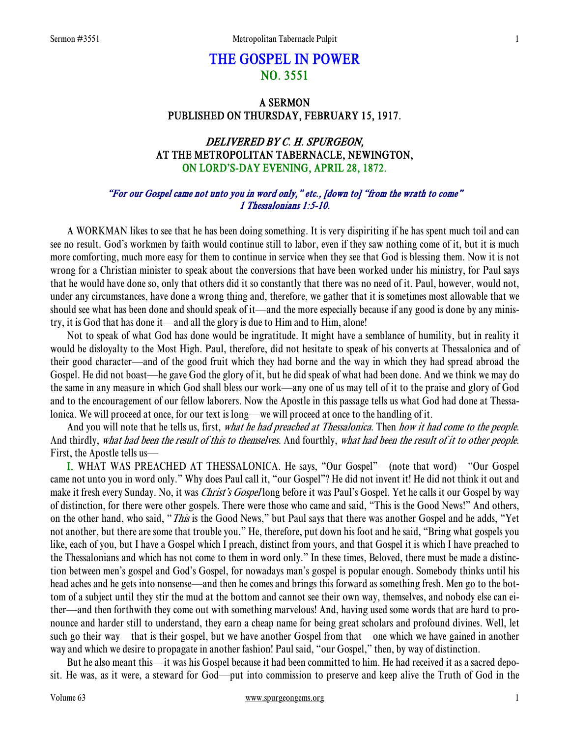# THE GOSPEL IN POWER
## NO. 3551

### A SERMON
### PUBLISHED ON THURSDAY, FEBRUARY 15, 1917.

### *DELIVERED BY C. H. SPURGEON,*
### AT THE METROPOLITAN TABERNACLE, NEWINGTON,
### ON LORD'S-DAY EVENING, APRIL 28, 1872.

*"For our Gospel came not unto you in word only," etc., [down to] "from the wrath to come"*
*1 Thessalonians 1:5-10.*

A WORKMAN likes to see that he has been doing something. It is very dispiriting if he has spent much toil and can see no result. God's workmen by faith would continue still to labor, even if they saw nothing come of it, but it is much more comforting, much more easy for them to continue in service when they see that God is blessing them. Now it is not wrong for a Christian minister to speak about the conversions that have been worked under his ministry, for Paul says that he would have done so, only that others did it so constantly that there was no need of it. Paul, however, would not, under any circumstances, have done a wrong thing and, therefore, we gather that it is sometimes most allowable that we should see what has been done and should speak of it—and the more especially because if any good is done by any ministry, it is God that has done it—and all the glory is due to Him and to Him, alone!

Not to speak of what God has done would be ingratitude. It might have a semblance of humility, but in reality it would be disloyalty to the Most High. Paul, therefore, did not hesitate to speak of his converts at Thessalonica and of their good character—and of the good fruit which they had borne and the way in which they had spread abroad the Gospel. He did not boast—he gave God the glory of it, but he did speak of what had been done. And we think we may do the same in any measure in which God shall bless our work—any one of us may tell of it to the praise and glory of God and to the encouragement of our fellow laborers. Now the Apostle in this passage tells us what God had done at Thessalonica. We will proceed at once, for our text is long—we will proceed at once to the handling of it.

And you will note that he tells us, first, *what he had preached at Thessalonica.* Then *how it had come to the people.* And thirdly, *what had been the result of this to themselves.* And fourthly, *what had been the result of it to other people.* First, the Apostle tells us—

**I.** WHAT WAS PREACHED AT THESSALONICA. He says, "Our Gospel"—(note that word)—"Our Gospel came not unto you in word only." Why does Paul call it, "our Gospel"? He did not invent it! He did not think it out and make it fresh every Sunday. No, it was *Christ's Gospel* long before it was Paul's Gospel. Yet he calls it our Gospel by way of distinction, for there were other gospels. There were those who came and said, "This is the Good News!" And others, on the other hand, who said, "*This* is the Good News," but Paul says that there was another Gospel and he adds, "Yet not another, but there are some that trouble you." He, therefore, put down his foot and he said, "Bring what gospels you like, each of you, but I have a Gospel which I preach, distinct from yours, and that Gospel it is which I have preached to the Thessalonians and which has not come to them in word only." In these times, Beloved, there must be made a distinction between men's gospel and God's Gospel, for nowadays man's gospel is popular enough. Somebody thinks until his head aches and he gets into nonsense—and then he comes and brings this forward as something fresh. Men go to the bottom of a subject until they stir the mud at the bottom and cannot see their own way, themselves, and nobody else can either—and then forthwith they come out with something marvelous! And, having used some words that are hard to pronounce and harder still to understand, they earn a cheap name for being great scholars and profound divines. Well, let such go their way—that is their gospel, but we have another Gospel from that—one which we have gained in another way and which we desire to propagate in another fashion! Paul said, "our Gospel," then, by way of distinction.

But he also meant this—it was his Gospel because it had been committed to him. He had received it as a sacred deposit. He was, as it were, a steward for God—put into commission to preserve and keep alive the Truth of God in the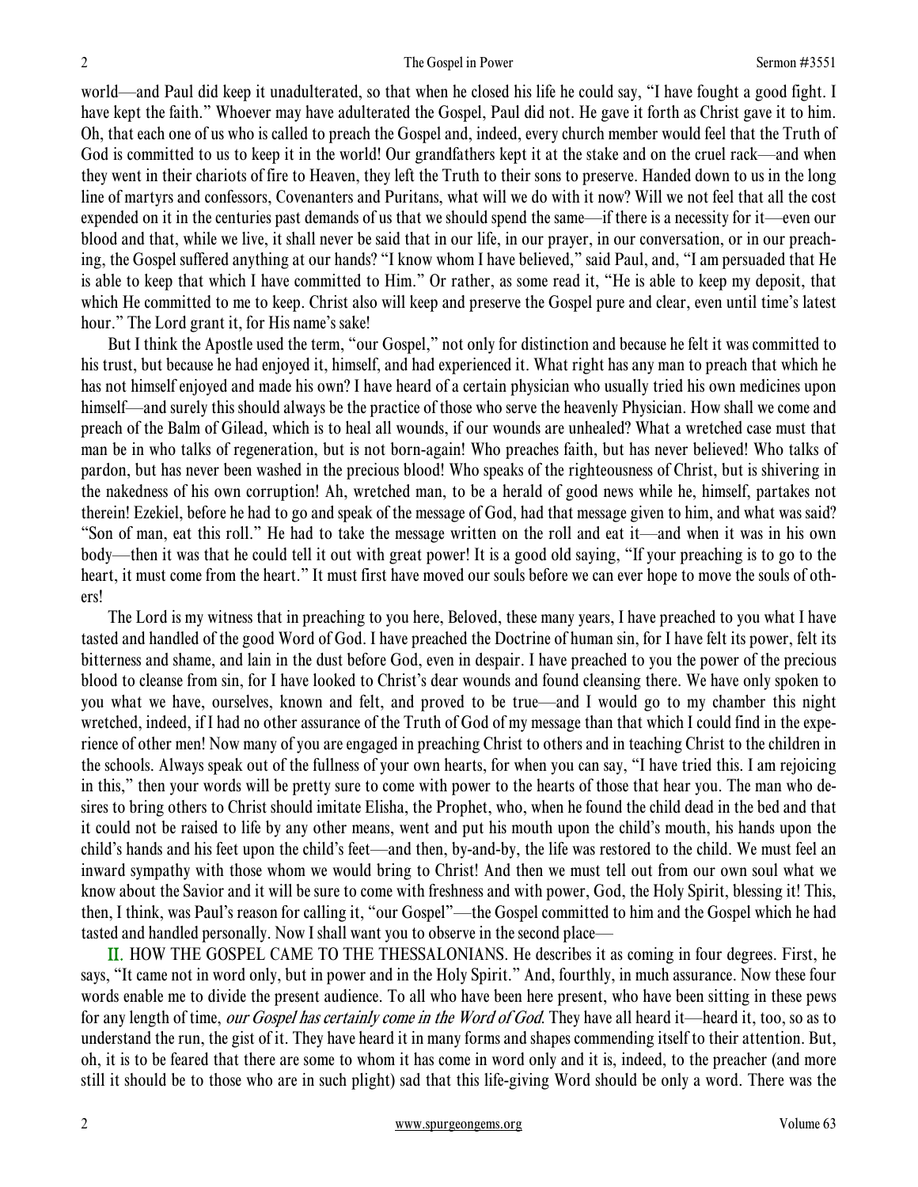world—and Paul did keep it unadulterated, so that when he closed his life he could say, "I have fought a good fight. I have kept the faith." Whoever may have adulterated the Gospel, Paul did not. He gave it forth as Christ gave it to him. Oh, that each one of us who is called to preach the Gospel and, indeed, every church member would feel that the Truth of God is committed to us to keep it in the world! Our grandfathers kept it at the stake and on the cruel rack—and when they went in their chariots of fire to Heaven, they left the Truth to their sons to preserve. Handed down to us in the long line of martyrs and confessors, Covenanters and Puritans, what will we do with it now? Will we not feel that all the cost expended on it in the centuries past demands of us that we should spend the same—if there is a necessity for it—even our blood and that, while we live, it shall never be said that in our life, in our prayer, in our conversation, or in our preaching, the Gospel suffered anything at our hands? "I know whom I have believed," said Paul, and, "I am persuaded that He is able to keep that which I have committed to Him." Or rather, as some read it, "He is able to keep my deposit, that which He committed to me to keep. Christ also will keep and preserve the Gospel pure and clear, even until time's latest hour." The Lord grant it, for His name's sake!

But I think the Apostle used the term, "our Gospel," not only for distinction and because he felt it was committed to his trust, but because he had enjoyed it, himself, and had experienced it. What right has any man to preach that which he has not himself enjoyed and made his own? I have heard of a certain physician who usually tried his own medicines upon himself—and surely this should always be the practice of those who serve the heavenly Physician. How shall we come and preach of the Balm of Gilead, which is to heal all wounds, if our wounds are unhealed? What a wretched case must that man be in who talks of regeneration, but is not born-again! Who preaches faith, but has never believed! Who talks of pardon, but has never been washed in the precious blood! Who speaks of the righteousness of Christ, but is shivering in the nakedness of his own corruption! Ah, wretched man, to be a herald of good news while he, himself, partakes not therein! Ezekiel, before he had to go and speak of the message of God, had that message given to him, and what was said? "Son of man, eat this roll." He had to take the message written on the roll and eat it—and when it was in his own body—then it was that he could tell it out with great power! It is a good old saying, "If your preaching is to go to the heart, it must come from the heart." It must first have moved our souls before we can ever hope to move the souls of others!

The Lord is my witness that in preaching to you here, Beloved, these many years, I have preached to you what I have tasted and handled of the good Word of God. I have preached the Doctrine of human sin, for I have felt its power, felt its bitterness and shame, and lain in the dust before God, even in despair. I have preached to you the power of the precious blood to cleanse from sin, for I have looked to Christ's dear wounds and found cleansing there. We have only spoken to you what we have, ourselves, known and felt, and proved to be true—and I would go to my chamber this night wretched, indeed, if I had no other assurance of the Truth of God of my message than that which I could find in the experience of other men! Now many of you are engaged in preaching Christ to others and in teaching Christ to the children in the schools. Always speak out of the fullness of your own hearts, for when you can say, "I have tried this. I am rejoicing in this," then your words will be pretty sure to come with power to the hearts of those that hear you. The man who desires to bring others to Christ should imitate Elisha, the Prophet, who, when he found the child dead in the bed and that it could not be raised to life by any other means, went and put his mouth upon the child's mouth, his hands upon the child's hands and his feet upon the child's feet—and then, by-and-by, the life was restored to the child. We must feel an inward sympathy with those whom we would bring to Christ! And then we must tell out from our own soul what we know about the Savior and it will be sure to come with freshness and with power, God, the Holy Spirit, blessing it! This, then, I think, was Paul's reason for calling it, "our Gospel"—the Gospel committed to him and the Gospel which he had tasted and handled personally. Now I shall want you to observe in the second place—

II. HOW THE GOSPEL CAME TO THE THESSALONIANS. He describes it as coming in four degrees. First, he says, "It came not in word only, but in power and in the Holy Spirit." And, fourthly, in much assurance. Now these four words enable me to divide the present audience. To all who have been here present, who have been sitting in these pews for any length of time, *our Gospel has certainly come in the Word of God*. They have all heard it—heard it, too, so as to understand the run, the gist of it. They have heard it in many forms and shapes commending itself to their attention. But, oh, it is to be feared that there are some to whom it has come in word only and it is, indeed, to the preacher (and more still it should be to those who are in such plight) sad that this life-giving Word should be only a word. There was the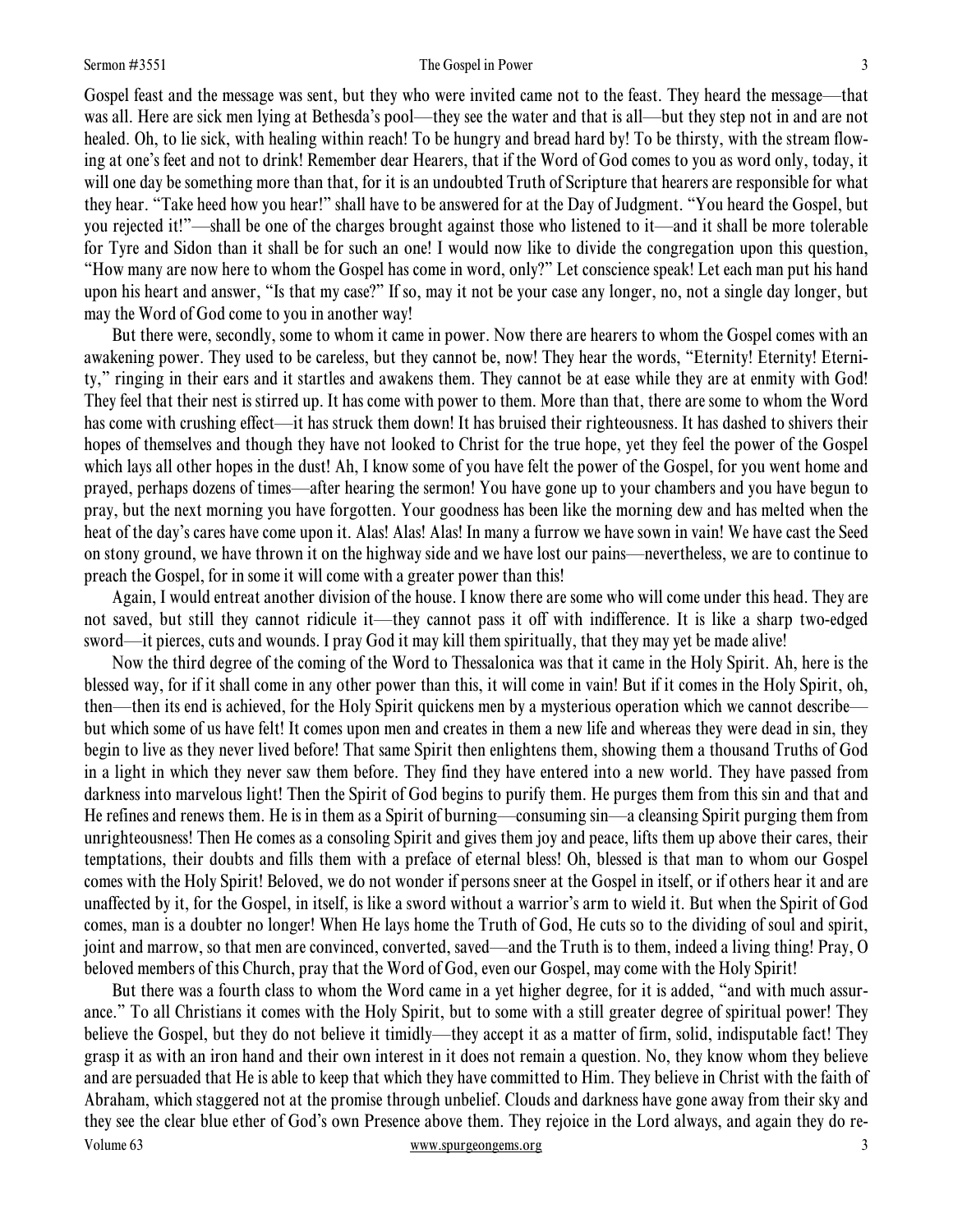Gospel feast and the message was sent, but they who were invited came not to the feast. They heard the message—that was all. Here are sick men lying at Bethesda's pool—they see the water and that is all—but they step not in and are not healed. Oh, to lie sick, with healing within reach! To be hungry and bread hard by! To be thirsty, with the stream flowing at one's feet and not to drink! Remember dear Hearers, that if the Word of God comes to you as word only, today, it will one day be something more than that, for it is an undoubted Truth of Scripture that hearers are responsible for what they hear. "Take heed how you hear!" shall have to be answered for at the Day of Judgment. "You heard the Gospel, but you rejected it!"—shall be one of the charges brought against those who listened to it—and it shall be more tolerable for Tyre and Sidon than it shall be for such an one! I would now like to divide the congregation upon this question, "How many are now here to whom the Gospel has come in word, only?" Let conscience speak! Let each man put his hand upon his heart and answer, "Is that my case?" If so, may it not be your case any longer, no, not a single day longer, but may the Word of God come to you in another way!

But there were, secondly, some to whom it came in power. Now there are hearers to whom the Gospel comes with an awakening power. They used to be careless, but they cannot be, now! They hear the words, "Eternity! Eternity! Eternity," ringing in their ears and it startles and awakens them. They cannot be at ease while they are at enmity with God! They feel that their nest is stirred up. It has come with power to them. More than that, there are some to whom the Word has come with crushing effect—it has struck them down! It has bruised their righteousness. It has dashed to shivers their hopes of themselves and though they have not looked to Christ for the true hope, yet they feel the power of the Gospel which lays all other hopes in the dust! Ah, I know some of you have felt the power of the Gospel, for you went home and prayed, perhaps dozens of times—after hearing the sermon! You have gone up to your chambers and you have begun to pray, but the next morning you have forgotten. Your goodness has been like the morning dew and has melted when the heat of the day's cares have come upon it. Alas! Alas! Alas! In many a furrow we have sown in vain! We have cast the Seed on stony ground, we have thrown it on the highway side and we have lost our pains—nevertheless, we are to continue to preach the Gospel, for in some it will come with a greater power than this!

Again, I would entreat another division of the house. I know there are some who will come under this head. They are not saved, but still they cannot ridicule it—they cannot pass it off with indifference. It is like a sharp two-edged sword—it pierces, cuts and wounds. I pray God it may kill them spiritually, that they may yet be made alive!

Now the third degree of the coming of the Word to Thessalonica was that it came in the Holy Spirit. Ah, here is the blessed way, for if it shall come in any other power than this, it will come in vain! But if it comes in the Holy Spirit, oh, then—then its end is achieved, for the Holy Spirit quickens men by a mysterious operation which we cannot describe—but which some of us have felt! It comes upon men and creates in them a new life and whereas they were dead in sin, they begin to live as they never lived before! That same Spirit then enlightens them, showing them a thousand Truths of God in a light in which they never saw them before. They find they have entered into a new world. They have passed from darkness into marvelous light! Then the Spirit of God begins to purify them. He purges them from this sin and that and He refines and renews them. He is in them as a Spirit of burning—consuming sin—a cleansing Spirit purging them from unrighteousness! Then He comes as a consoling Spirit and gives them joy and peace, lifts them up above their cares, their temptations, their doubts and fills them with a preface of eternal bless! Oh, blessed is that man to whom our Gospel comes with the Holy Spirit! Beloved, we do not wonder if persons sneer at the Gospel in itself, or if others hear it and are unaffected by it, for the Gospel, in itself, is like a sword without a warrior's arm to wield it. But when the Spirit of God comes, man is a doubter no longer! When He lays home the Truth of God, He cuts so to the dividing of soul and spirit, joint and marrow, so that men are convinced, converted, saved—and the Truth is to them, indeed a living thing! Pray, O beloved members of this Church, pray that the Word of God, even our Gospel, may come with the Holy Spirit!

But there was a fourth class to whom the Word came in a yet higher degree, for it is added, "and with much assurance." To all Christians it comes with the Holy Spirit, but to some with a still greater degree of spiritual power! They believe the Gospel, but they do not believe it timidly—they accept it as a matter of firm, solid, indisputable fact! They grasp it as with an iron hand and their own interest in it does not remain a question. No, they know whom they believe and are persuaded that He is able to keep that which they have committed to Him. They believe in Christ with the faith of Abraham, which staggered not at the promise through unbelief. Clouds and darkness have gone away from their sky and they see the clear blue ether of God's own Presence above them. They rejoice in the Lord always, and again they do re-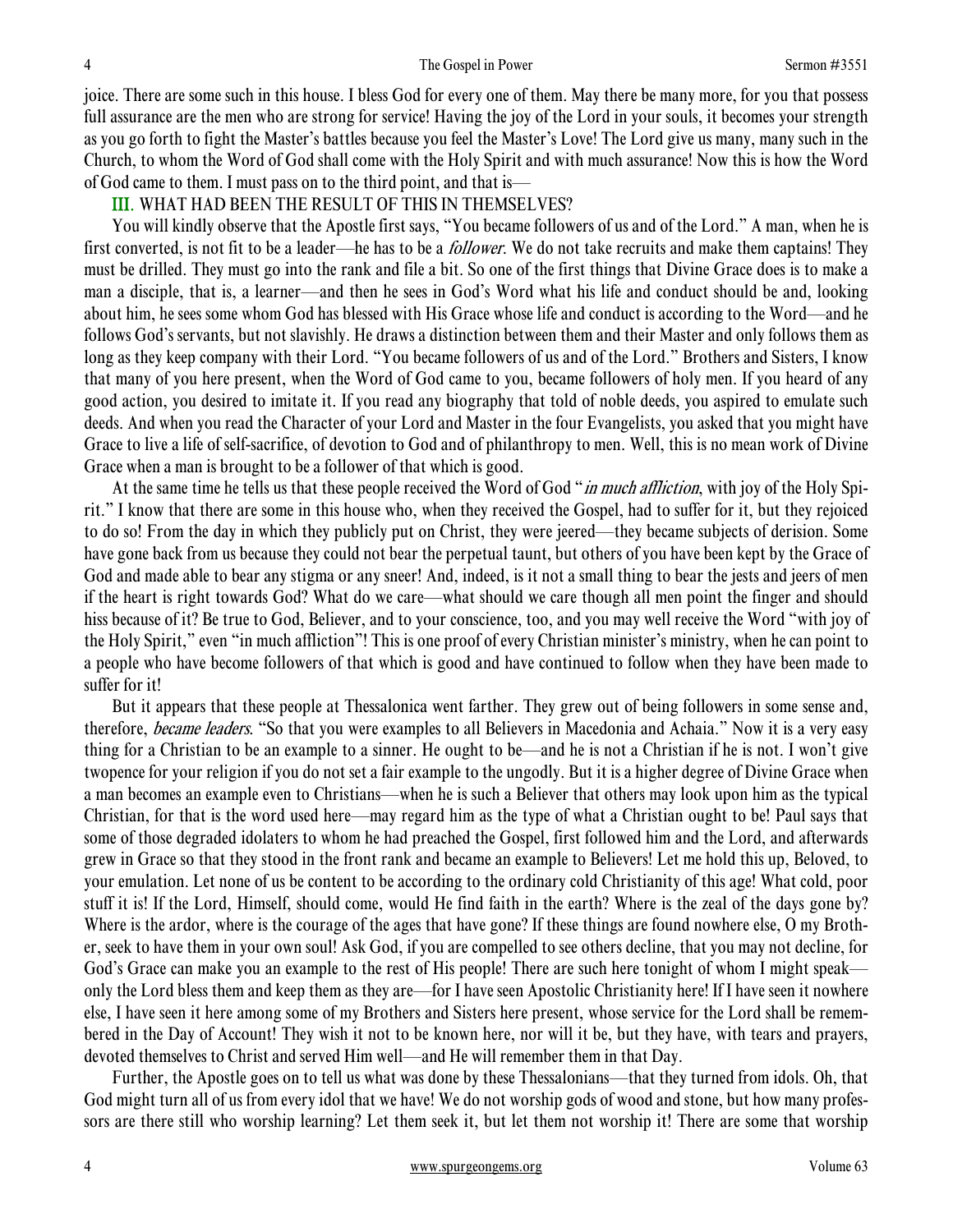joice. There are some such in this house. I bless God for every one of them. May there be many more, for you that possess full assurance are the men who are strong for service! Having the joy of the Lord in your souls, it becomes your strength as you go forth to fight the Master's battles because you feel the Master's Love! The Lord give us many, many such in the Church, to whom the Word of God shall come with the Holy Spirit and with much assurance! Now this is how the Word of God came to them. I must pass on to the third point, and that is—

### III. WHAT HAD BEEN THE RESULT OF THIS IN THEMSELVES?

You will kindly observe that the Apostle first says, "You became followers of us and of the Lord." A man, when he is first converted, is not fit to be a leader—he has to be a *follower*. We do not take recruits and make them captains! They must be drilled. They must go into the rank and file a bit. So one of the first things that Divine Grace does is to make a man a disciple, that is, a learner—and then he sees in God's Word what his life and conduct should be and, looking about him, he sees some whom God has blessed with His Grace whose life and conduct is according to the Word—and he follows God's servants, but not slavishly. He draws a distinction between them and their Master and only follows them as long as they keep company with their Lord. "You became followers of us and of the Lord." Brothers and Sisters, I know that many of you here present, when the Word of God came to you, became followers of holy men. If you heard of any good action, you desired to imitate it. If you read any biography that told of noble deeds, you aspired to emulate such deeds. And when you read the Character of your Lord and Master in the four Evangelists, you asked that you might have Grace to live a life of self-sacrifice, of devotion to God and of philanthropy to men. Well, this is no mean work of Divine Grace when a man is brought to be a follower of that which is good.

At the same time he tells us that these people received the Word of God "*in much affliction*, with joy of the Holy Spirit." I know that there are some in this house who, when they received the Gospel, had to suffer for it, but they rejoiced to do so! From the day in which they publicly put on Christ, they were jeered—they became subjects of derision. Some have gone back from us because they could not bear the perpetual taunt, but others of you have been kept by the Grace of God and made able to bear any stigma or any sneer! And, indeed, is it not a small thing to bear the jests and jeers of men if the heart is right towards God? What do we care—what should we care though all men point the finger and should hiss because of it? Be true to God, Believer, and to your conscience, too, and you may well receive the Word "with joy of the Holy Spirit," even "in much affliction"! This is one proof of every Christian minister's ministry, when he can point to a people who have become followers of that which is good and have continued to follow when they have been made to suffer for it!

But it appears that these people at Thessalonica went farther. They grew out of being followers in some sense and, therefore, *became leaders*. "So that you were examples to all Believers in Macedonia and Achaia." Now it is a very easy thing for a Christian to be an example to a sinner. He ought to be—and he is not a Christian if he is not. I won't give twopence for your religion if you do not set a fair example to the ungodly. But it is a higher degree of Divine Grace when a man becomes an example even to Christians—when he is such a Believer that others may look upon him as the typical Christian, for that is the word used here—may regard him as the type of what a Christian ought to be! Paul says that some of those degraded idolaters to whom he had preached the Gospel, first followed him and the Lord, and afterwards grew in Grace so that they stood in the front rank and became an example to Believers! Let me hold this up, Beloved, to your emulation. Let none of us be content to be according to the ordinary cold Christianity of this age! What cold, poor stuff it is! If the Lord, Himself, should come, would He find faith in the earth? Where is the zeal of the days gone by? Where is the ardor, where is the courage of the ages that have gone? If these things are found nowhere else, O my Brother, seek to have them in your own soul! Ask God, if you are compelled to see others decline, that you may not decline, for God's Grace can make you an example to the rest of His people! There are such here tonight of whom I might speak—only the Lord bless them and keep them as they are—for I have seen Apostolic Christianity here! If I have seen it nowhere else, I have seen it here among some of my Brothers and Sisters here present, whose service for the Lord shall be remembered in the Day of Account! They wish it not to be known here, nor will it be, but they have, with tears and prayers, devoted themselves to Christ and served Him well—and He will remember them in that Day.

Further, the Apostle goes on to tell us what was done by these Thessalonians—that they turned from idols. Oh, that God might turn all of us from every idol that we have! We do not worship gods of wood and stone, but how many professors are there still who worship learning? Let them seek it, but let them not worship it! There are some that worship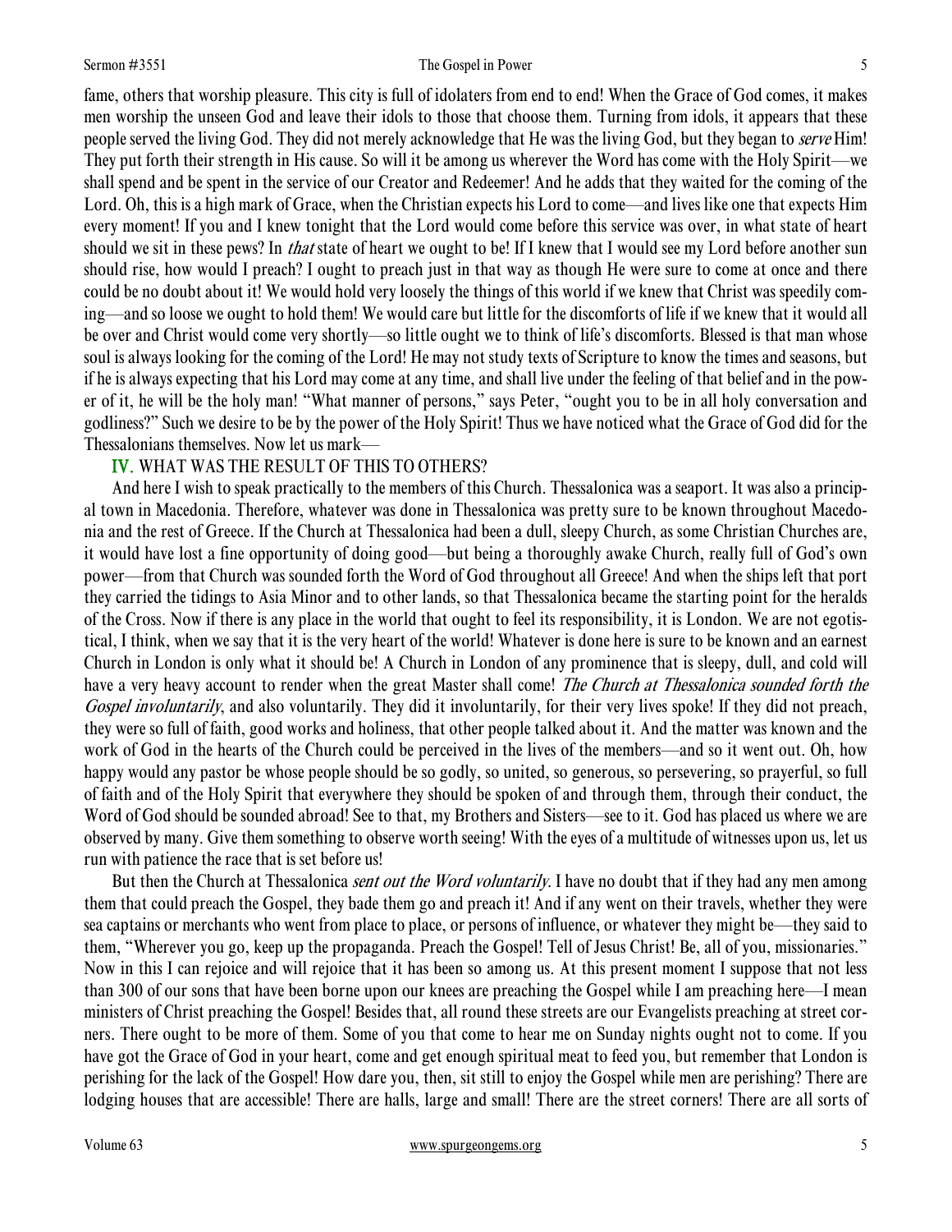fame, others that worship pleasure. This city is full of idolaters from end to end! When the Grace of God comes, it makes men worship the unseen God and leave their idols to those that choose them. Turning from idols, it appears that these people served the living God. They did not merely acknowledge that He was the living God, but they began to *serve* Him! They put forth their strength in His cause. So will it be among us wherever the Word has come with the Holy Spirit—we shall spend and be spent in the service of our Creator and Redeemer! And he adds that they waited for the coming of the Lord. Oh, this is a high mark of Grace, when the Christian expects his Lord to come—and lives like one that expects Him every moment! If you and I knew tonight that the Lord would come before this service was over, in what state of heart should we sit in these pews? In *that* state of heart we ought to be! If I knew that I would see my Lord before another sun should rise, how would I preach? I ought to preach just in that way as though He were sure to come at once and there could be no doubt about it! We would hold very loosely the things of this world if we knew that Christ was speedily coming—and so loose we ought to hold them! We would care but little for the discomforts of life if we knew that it would all be over and Christ would come very shortly—so little ought we to think of life's discomforts. Blessed is that man whose soul is always looking for the coming of the Lord! He may not study texts of Scripture to know the times and seasons, but if he is always expecting that his Lord may come at any time, and shall live under the feeling of that belief and in the power of it, he will be the holy man! "What manner of persons," says Peter, "ought you to be in all holy conversation and godliness?" Such we desire to be by the power of the Holy Spirit! Thus we have noticed what the Grace of God did for the Thessalonians themselves. Now let us mark—

## IV. WHAT WAS THE RESULT OF THIS TO OTHERS?

And here I wish to speak practically to the members of this Church. Thessalonica was a seaport. It was also a principal town in Macedonia. Therefore, whatever was done in Thessalonica was pretty sure to be known throughout Macedonia and the rest of Greece. If the Church at Thessalonica had been a dull, sleepy Church, as some Christian Churches are, it would have lost a fine opportunity of doing good—but being a thoroughly awake Church, really full of God's own power—from that Church was sounded forth the Word of God throughout all Greece! And when the ships left that port they carried the tidings to Asia Minor and to other lands, so that Thessalonica became the starting point for the heralds of the Cross. Now if there is any place in the world that ought to feel its responsibility, it is London. We are not egotistical, I think, when we say that it is the very heart of the world! Whatever is done here is sure to be known and an earnest Church in London is only what it should be! A Church in London of any prominence that is sleepy, dull, and cold will have a very heavy account to render when the great Master shall come! *The Church at Thessalonica sounded forth the Gospel involuntarily*, and also voluntarily. They did it involuntarily, for their very lives spoke! If they did not preach, they were so full of faith, good works and holiness, that other people talked about it. And the matter was known and the work of God in the hearts of the Church could be perceived in the lives of the members—and so it went out. Oh, how happy would any pastor be whose people should be so godly, so united, so generous, so persevering, so prayerful, so full of faith and of the Holy Spirit that everywhere they should be spoken of and through them, through their conduct, the Word of God should be sounded abroad! See to that, my Brothers and Sisters—see to it. God has placed us where we are observed by many. Give them something to observe worth seeing! With the eyes of a multitude of witnesses upon us, let us run with patience the race that is set before us!

But then the Church at Thessalonica *sent out the Word voluntarily*. I have no doubt that if they had any men among them that could preach the Gospel, they bade them go and preach it! And if any went on their travels, whether they were sea captains or merchants who went from place to place, or persons of influence, or whatever they might be—they said to them, "Wherever you go, keep up the propaganda. Preach the Gospel! Tell of Jesus Christ! Be, all of you, missionaries." Now in this I can rejoice and will rejoice that it has been so among us. At this present moment I suppose that not less than 300 of our sons that have been borne upon our knees are preaching the Gospel while I am preaching here—I mean ministers of Christ preaching the Gospel! Besides that, all round these streets are our Evangelists preaching at street corners. There ought to be more of them. Some of you that come to hear me on Sunday nights ought not to come. If you have got the Grace of God in your heart, come and get enough spiritual meat to feed you, but remember that London is perishing for the lack of the Gospel! How dare you, then, sit still to enjoy the Gospel while men are perishing? There are lodging houses that are accessible! There are halls, large and small! There are the street corners! There are all sorts of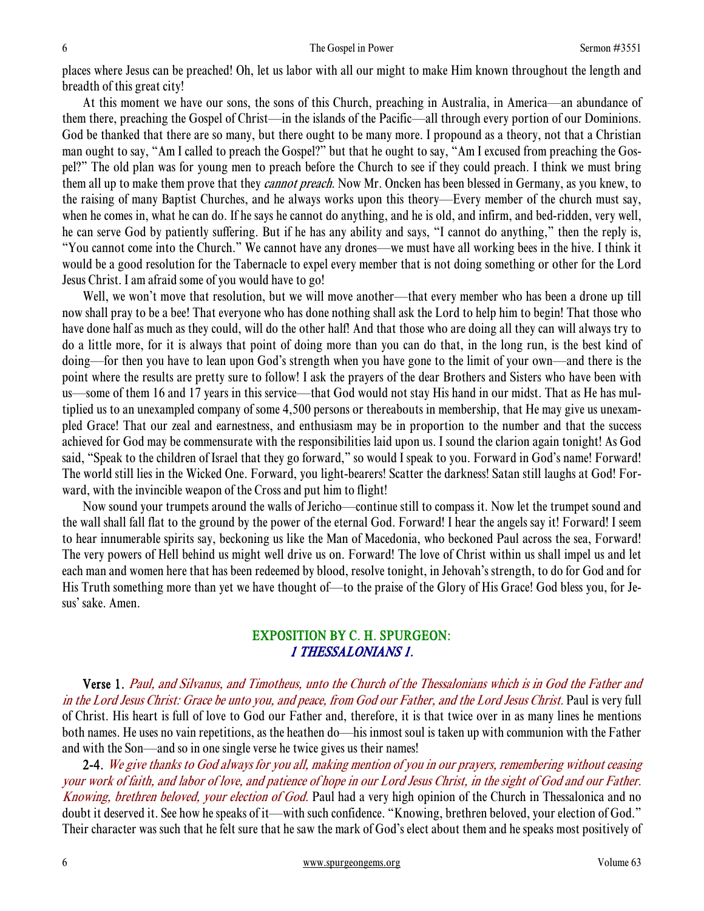places where Jesus can be preached! Oh, let us labor with all our might to make Him known throughout the length and breadth of this great city!

At this moment we have our sons, the sons of this Church, preaching in Australia, in America—an abundance of them there, preaching the Gospel of Christ—in the islands of the Pacific—all through every portion of our Dominions. God be thanked that there are so many, but there ought to be many more. I propound as a theory, not that a Christian man ought to say, "Am I called to preach the Gospel?" but that he ought to say, "Am I excused from preaching the Gospel?" The old plan was for young men to preach before the Church to see if they could preach. I think we must bring them all up to make them prove that they *cannot preach*. Now Mr. Oncken has been blessed in Germany, as you knew, to the raising of many Baptist Churches, and he always works upon this theory—Every member of the church must say, when he comes in, what he can do. If he says he cannot do anything, and he is old, and infirm, and bed-ridden, very well, he can serve God by patiently suffering. But if he has any ability and says, "I cannot do anything," then the reply is, "You cannot come into the Church." We cannot have any drones—we must have all working bees in the hive. I think it would be a good resolution for the Tabernacle to expel every member that is not doing something or other for the Lord Jesus Christ. I am afraid some of you would have to go!

Well, we won't move that resolution, but we will move another—that every member who has been a drone up till now shall pray to be a bee! That everyone who has done nothing shall ask the Lord to help him to begin! That those who have done half as much as they could, will do the other half! And that those who are doing all they can will always try to do a little more, for it is always that point of doing more than you can do that, in the long run, is the best kind of doing—for then you have to lean upon God's strength when you have gone to the limit of your own—and there is the point where the results are pretty sure to follow! I ask the prayers of the dear Brothers and Sisters who have been with us—some of them 16 and 17 years in this service—that God would not stay His hand in our midst. That as He has multiplied us to an unexampled company of some 4,500 persons or thereabouts in membership, that He may give us unexampled Grace! That our zeal and earnestness, and enthusiasm may be in proportion to the number and that the success achieved for God may be commensurate with the responsibilities laid upon us. I sound the clarion again tonight! As God said, "Speak to the children of Israel that they go forward," so would I speak to you. Forward in God's name! Forward! The world still lies in the Wicked One. Forward, you light-bearers! Scatter the darkness! Satan still laughs at God! Forward, with the invincible weapon of the Cross and put him to flight!

Now sound your trumpets around the walls of Jericho—continue still to compass it. Now let the trumpet sound and the wall shall fall flat to the ground by the power of the eternal God. Forward! I hear the angels say it! Forward! I seem to hear innumerable spirits say, beckoning us like the Man of Macedonia, who beckoned Paul across the sea, Forward! The very powers of Hell behind us might well drive us on. Forward! The love of Christ within us shall impel us and let each man and women here that has been redeemed by blood, resolve tonight, in Jehovah's strength, to do for God and for His Truth something more than yet we have thought of—to the praise of the Glory of His Grace! God bless you, for Jesus' sake. Amen.

## EXPOSITION BY C. H. SPURGEON: *1 THESSALONIANS 1.*

**Verse 1.** *Paul, and Silvanus, and Timotheus, unto the Church of the Thessalonians which is in God the Father and in the Lord Jesus Christ: Grace be unto you, and peace, from God our Father, and the Lord Jesus Christ.* Paul is very full of Christ. His heart is full of love to God our Father and, therefore, it is that twice over in as many lines he mentions both names. He uses no vain repetitions, as the heathen do—his inmost soul is taken up with communion with the Father and with the Son—and so in one single verse he twice gives us their names!

**2-4.** *We give thanks to God always for you all, making mention of you in our prayers, remembering without ceasing your work of faith, and labor of love, and patience of hope in our Lord Jesus Christ, in the sight of God and our Father. Knowing, brethren beloved, your election of God.* Paul had a very high opinion of the Church in Thessalonica and no doubt it deserved it. See how he speaks of it—with such confidence. "Knowing, brethren beloved, your election of God." Their character was such that he felt sure that he saw the mark of God's elect about them and he speaks most positively of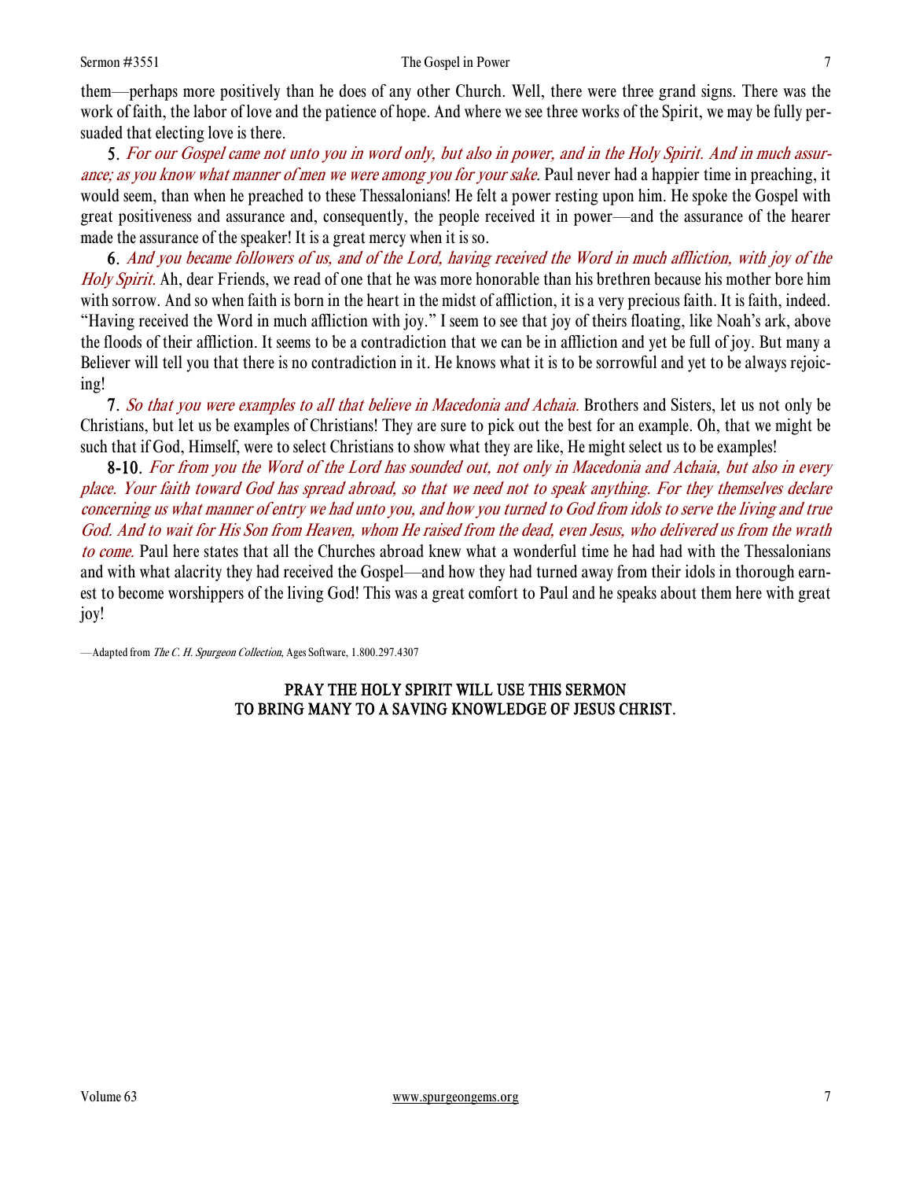them—perhaps more positively than he does of any other Church. Well, there were three grand signs. There was the work of faith, the labor of love and the patience of hope. And where we see three works of the Spirit, we may be fully persuaded that electing love is there.

**5.** *For our Gospel came not unto you in word only, but also in power, and in the Holy Spirit. And in much assurance; as you know what manner of men we were among you for your sake.* Paul never had a happier time in preaching, it would seem, than when he preached to these Thessalonians! He felt a power resting upon him. He spoke the Gospel with great positiveness and assurance and, consequently, the people received it in power—and the assurance of the hearer made the assurance of the speaker! It is a great mercy when it is so.

**6.** *And you became followers of us, and of the Lord, having received the Word in much affliction, with joy of the Holy Spirit.* Ah, dear Friends, we read of one that he was more honorable than his brethren because his mother bore him with sorrow. And so when faith is born in the heart in the midst of affliction, it is a very precious faith. It is faith, indeed. "Having received the Word in much affliction with joy." I seem to see that joy of theirs floating, like Noah's ark, above the floods of their affliction. It seems to be a contradiction that we can be in affliction and yet be full of joy. But many a Believer will tell you that there is no contradiction in it. He knows what it is to be sorrowful and yet to be always rejoicing!

**7.** *So that you were examples to all that believe in Macedonia and Achaia.* Brothers and Sisters, let us not only be Christians, but let us be examples of Christians! They are sure to pick out the best for an example. Oh, that we might be such that if God, Himself, were to select Christians to show what they are like, He might select us to be examples!

**8-10.** *For from you the Word of the Lord has sounded out, not only in Macedonia and Achaia, but also in every place. Your faith toward God has spread abroad, so that we need not to speak anything. For they themselves declare concerning us what manner of entry we had unto you, and how you turned to God from idols to serve the living and true God. And to wait for His Son from Heaven, whom He raised from the dead, even Jesus, who delivered us from the wrath to come.* Paul here states that all the Churches abroad knew what a wonderful time he had had with the Thessalonians and with what alacrity they had received the Gospel—and how they had turned away from their idols in thorough earnest to become worshippers of the living God! This was a great comfort to Paul and he speaks about them here with great joy!

—Adapted from *The C. H. Spurgeon Collection*, Ages Software, 1.800.297.4307

**PRAY THE HOLY SPIRIT WILL USE THIS SERMON TO BRING MANY TO A SAVING KNOWLEDGE OF JESUS CHRIST.**